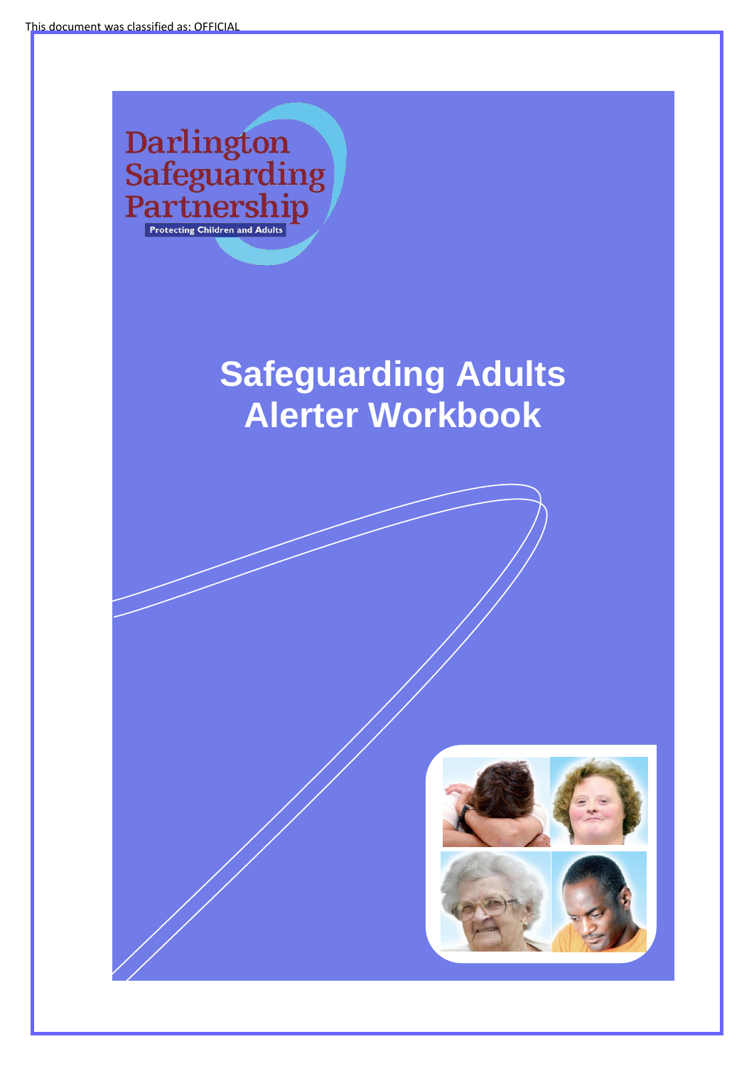This document was classified as: OFFICIAL

Darlington Safeguarding Partnership

Protecting Children and Adults

# Safeguarding Adults Alerter Workbook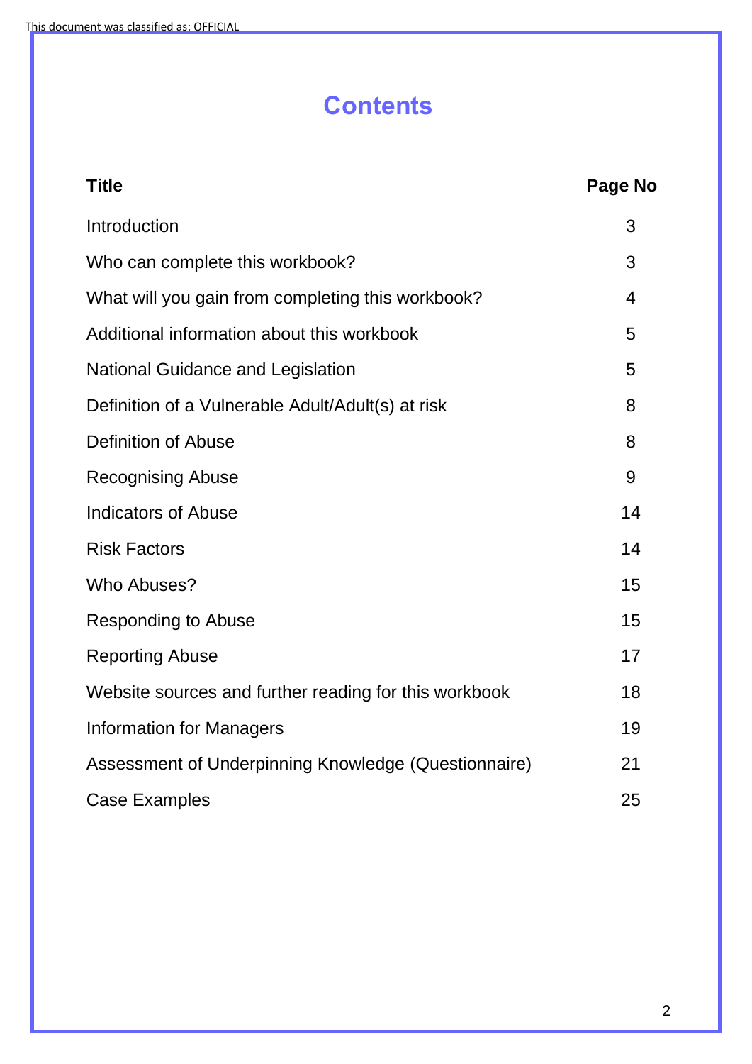# Contents

| Title | Page No |
| --- | --- |
| Introduction | 3 |
| Who can complete this workbook? | 3 |
| What will you gain from completing this workbook? | 4 |
| Additional information about this workbook | 5 |
| National Guidance and Legislation | 5 |
| Definition of a Vulnerable Adult/Adult(s) at risk | 8 |
| Definition of Abuse | 8 |
| Recognising Abuse | 9 |
| Indicators of Abuse | 14 |
| Risk Factors | 14 |
| Who Abuses? | 15 |
| Responding to Abuse | 15 |
| Reporting Abuse | 17 |
| Website sources and further reading for this workbook | 18 |
| Information for Managers | 19 |
| Assessment of Underpinning Knowledge (Questionnaire) | 21 |
| Case Examples | 25 |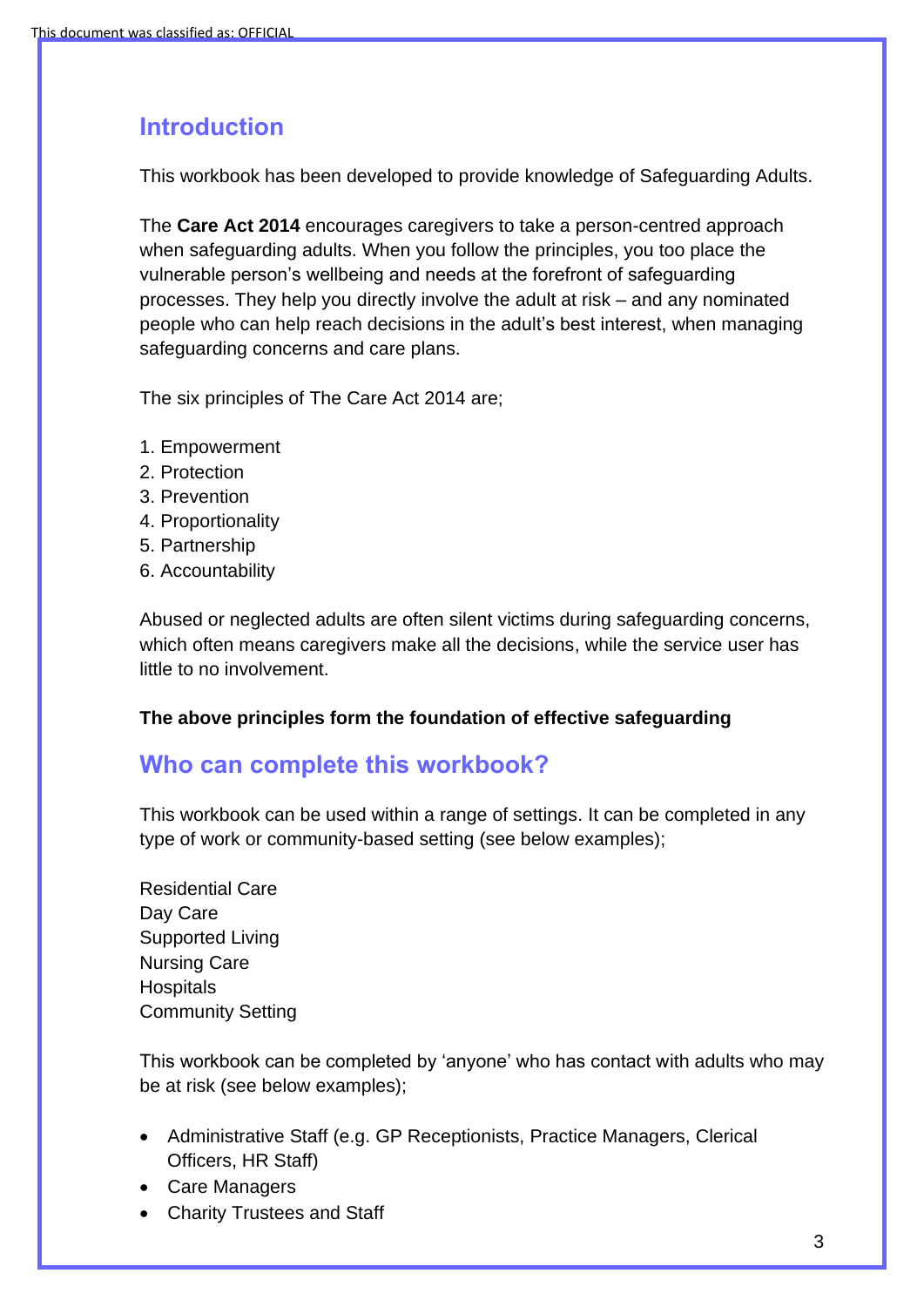## Introduction

This workbook has been developed to provide knowledge of Safeguarding Adults.

The **Care Act 2014** encourages caregivers to take a person-centred approach when safeguarding adults. When you follow the principles, you too place the vulnerable person's wellbeing and needs at the forefront of safeguarding processes. They help you directly involve the adult at risk – and any nominated people who can help reach decisions in the adult's best interest, when managing safeguarding concerns and care plans.

The six principles of The Care Act 2014 are;

1. Empowerment
2. Protection
3. Prevention
4. Proportionality
5. Partnership
6. Accountability

Abused or neglected adults are often silent victims during safeguarding concerns, which often means caregivers make all the decisions, while the service user has little to no involvement.

**The above principles form the foundation of effective safeguarding**

## Who can complete this workbook?

This workbook can be used within a range of settings. It can be completed in any type of work or community-based setting (see below examples);

Residential Care
Day Care
Supported Living
Nursing Care
Hospitals
Community Setting

This workbook can be completed by 'anyone' who has contact with adults who may be at risk (see below examples);

- Administrative Staff (e.g. GP Receptionists, Practice Managers, Clerical Officers, HR Staff)
- Care Managers
- Charity Trustees and Staff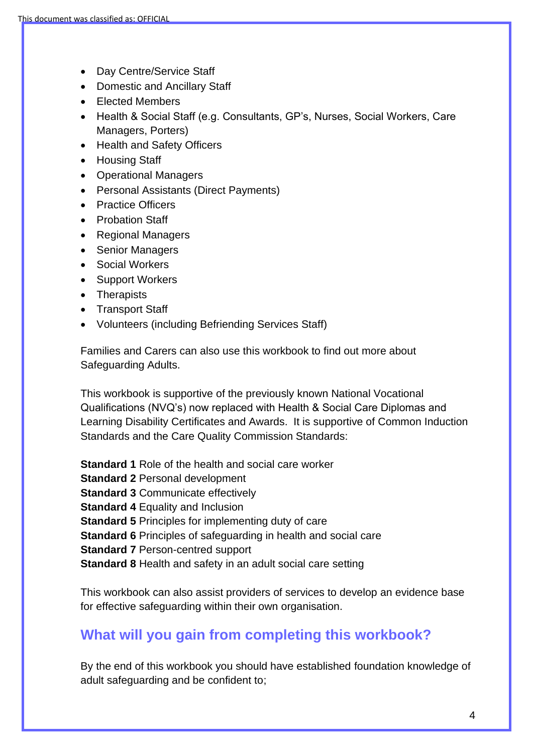- Day Centre/Service Staff
- Domestic and Ancillary Staff
- Elected Members
- Health & Social Staff (e.g. Consultants, GP's, Nurses, Social Workers, Care Managers, Porters)
- Health and Safety Officers
- Housing Staff
- Operational Managers
- Personal Assistants (Direct Payments)
- Practice Officers
- Probation Staff
- Regional Managers
- Senior Managers
- Social Workers
- Support Workers
- Therapists
- Transport Staff
- Volunteers (including Befriending Services Staff)

Families and Carers can also use this workbook to find out more about Safeguarding Adults.

This workbook is supportive of the previously known National Vocational Qualifications (NVQ's) now replaced with Health & Social Care Diplomas and Learning Disability Certificates and Awards. It is supportive of Common Induction Standards and the Care Quality Commission Standards:

**Standard 1** Role of the health and social care worker
**Standard 2** Personal development
**Standard 3** Communicate effectively
**Standard 4** Equality and Inclusion
**Standard 5** Principles for implementing duty of care
**Standard 6** Principles of safeguarding in health and social care
**Standard 7** Person-centred support
**Standard 8** Health and safety in an adult social care setting

This workbook can also assist providers of services to develop an evidence base for effective safeguarding within their own organisation.

## What will you gain from completing this workbook?

By the end of this workbook you should have established foundation knowledge of adult safeguarding and be confident to;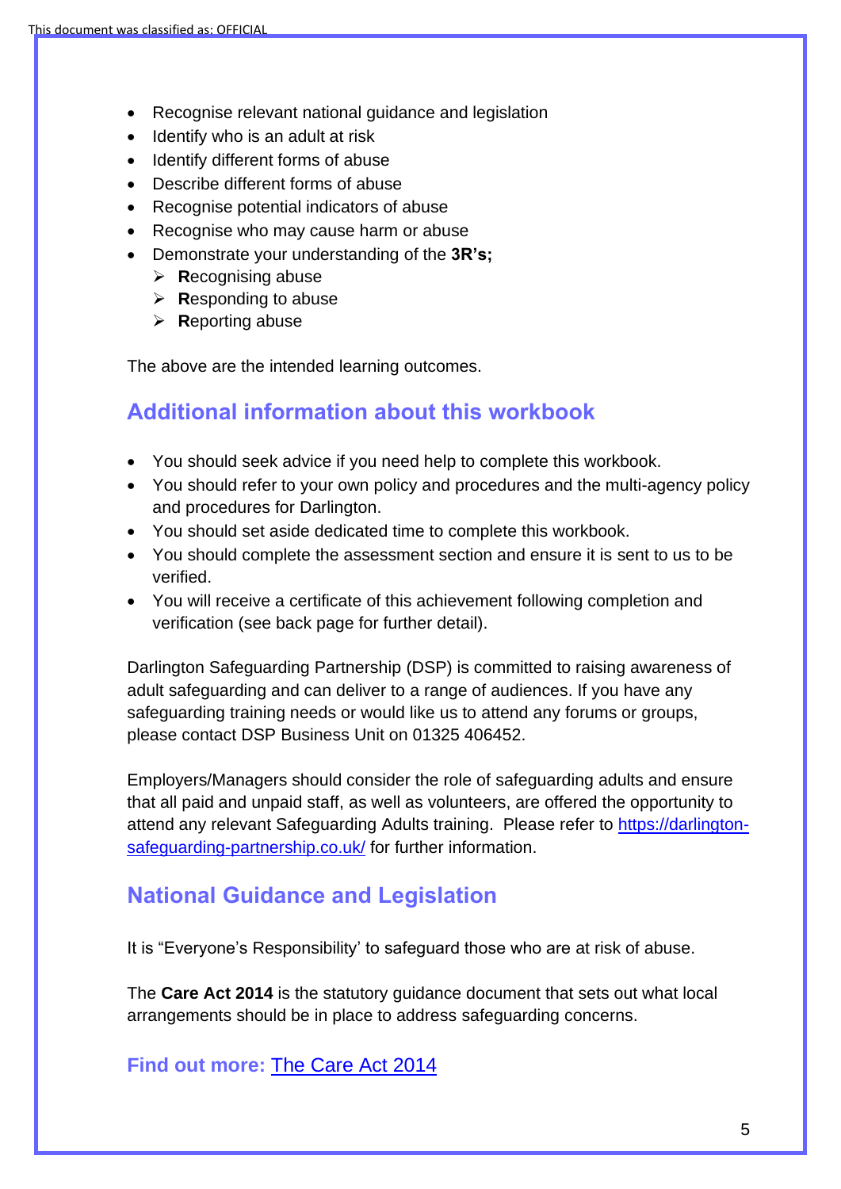- Recognise relevant national guidance and legislation
- Identify who is an adult at risk
- Identify different forms of abuse
- Describe different forms of abuse
- Recognise potential indicators of abuse
- Recognise who may cause harm or abuse
- Demonstrate your understanding of the **3R's;**
  - **R**ecognising abuse
  - **R**esponding to abuse
  - **R**eporting abuse

The above are the intended learning outcomes.

## Additional information about this workbook

- You should seek advice if you need help to complete this workbook.
- You should refer to your own policy and procedures and the multi-agency policy and procedures for Darlington.
- You should set aside dedicated time to complete this workbook.
- You should complete the assessment section and ensure it is sent to us to be verified.
- You will receive a certificate of this achievement following completion and verification (see back page for further detail).

Darlington Safeguarding Partnership (DSP) is committed to raising awareness of adult safeguarding and can deliver to a range of audiences. If you have any safeguarding training needs or would like us to attend any forums or groups, please contact DSP Business Unit on 01325 406452.

Employers/Managers should consider the role of safeguarding adults and ensure that all paid and unpaid staff, as well as volunteers, are offered the opportunity to attend any relevant Safeguarding Adults training. Please refer to [https://darlington-safeguarding-partnership.co.uk/](https://darlington-safeguarding-partnership.co.uk/) for further information.

## National Guidance and Legislation

It is "Everyone's Responsibility' to safeguard those who are at risk of abuse.

The **Care Act 2014** is the statutory guidance document that sets out what local arrangements should be in place to address safeguarding concerns.

### Find out more: The Care Act 2014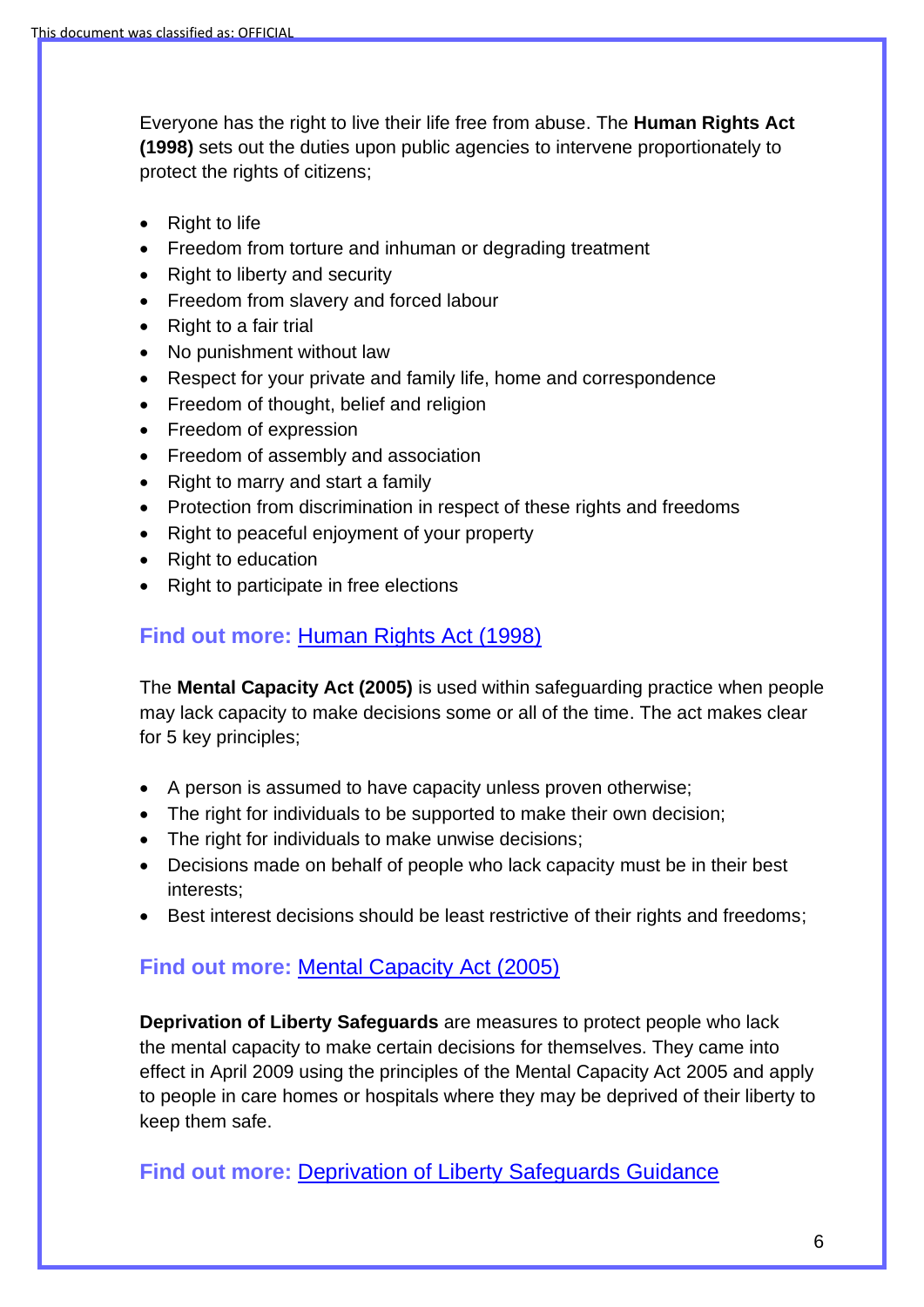Everyone has the right to live their life free from abuse. The **Human Rights Act (1998)** sets out the duties upon public agencies to intervene proportionately to protect the rights of citizens;

- Right to life
- Freedom from torture and inhuman or degrading treatment
- Right to liberty and security
- Freedom from slavery and forced labour
- Right to a fair trial
- No punishment without law
- Respect for your private and family life, home and correspondence
- Freedom of thought, belief and religion
- Freedom of expression
- Freedom of assembly and association
- Right to marry and start a family
- Protection from discrimination in respect of these rights and freedoms
- Right to peaceful enjoyment of your property
- Right to education
- Right to participate in free elections

**Find out more:** Human Rights Act (1998)

The **Mental Capacity Act (2005)** is used within safeguarding practice when people may lack capacity to make decisions some or all of the time. The act makes clear for 5 key principles;

- A person is assumed to have capacity unless proven otherwise;
- The right for individuals to be supported to make their own decision;
- The right for individuals to make unwise decisions;
- Decisions made on behalf of people who lack capacity must be in their best interests;
- Best interest decisions should be least restrictive of their rights and freedoms;

**Find out more:** Mental Capacity Act (2005)

**Deprivation of Liberty Safeguards** are measures to protect people who lack the mental capacity to make certain decisions for themselves. They came into effect in April 2009 using the principles of the Mental Capacity Act 2005 and apply to people in care homes or hospitals where they may be deprived of their liberty to keep them safe.

**Find out more:** Deprivation of Liberty Safeguards Guidance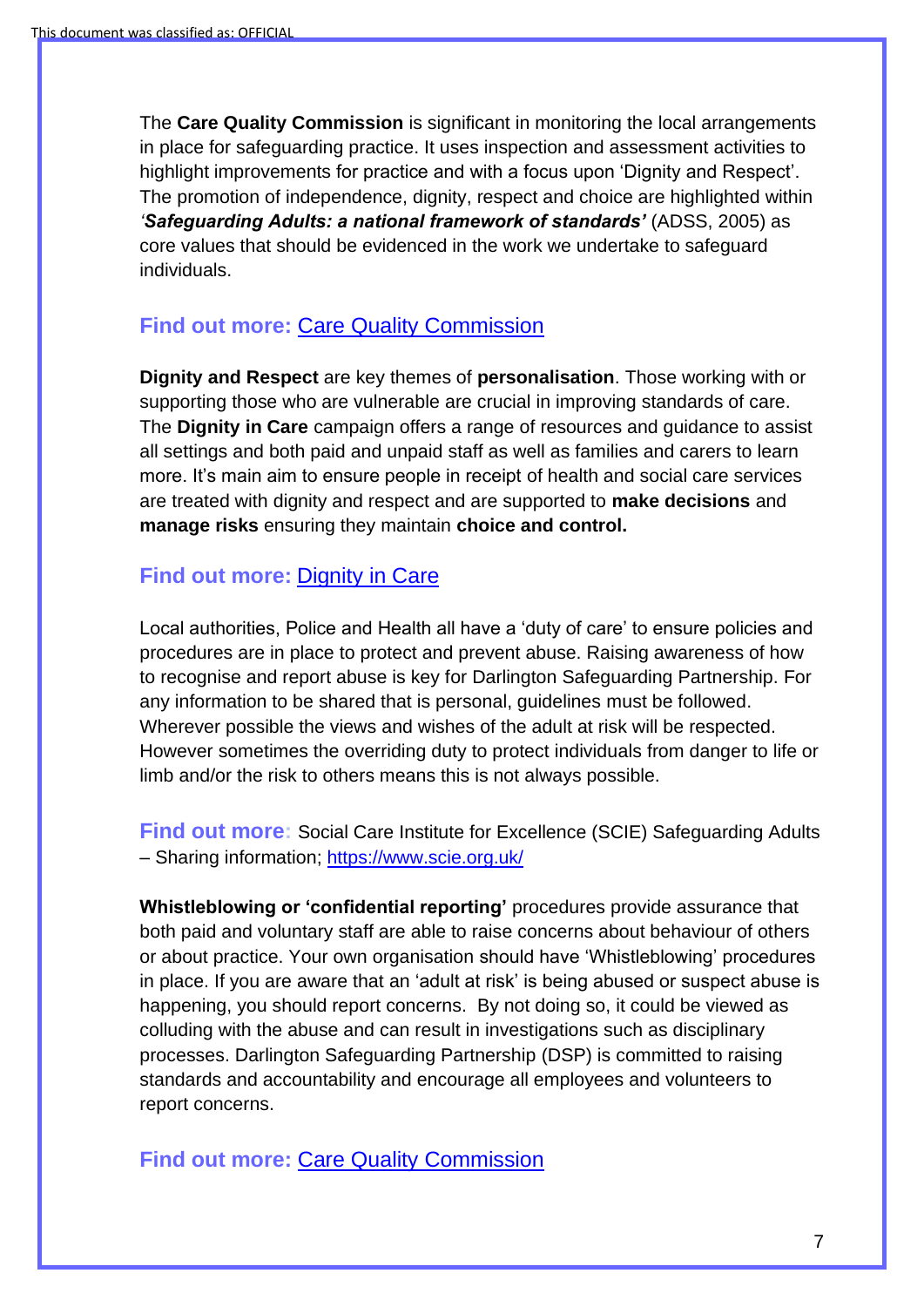The **Care Quality Commission** is significant in monitoring the local arrangements in place for safeguarding practice. It uses inspection and assessment activities to highlight improvements for practice and with a focus upon 'Dignity and Respect'. The promotion of independence, dignity, respect and choice are highlighted within ***'Safeguarding Adults: a national framework of standards'*** (ADSS, 2005) as core values that should be evidenced in the work we undertake to safeguard individuals.

**Find out more:** Care Quality Commission

**Dignity and Respect** are key themes of **personalisation**. Those working with or supporting those who are vulnerable are crucial in improving standards of care. The **Dignity in Care** campaign offers a range of resources and guidance to assist all settings and both paid and unpaid staff as well as families and carers to learn more. It's main aim to ensure people in receipt of health and social care services are treated with dignity and respect and are supported to **make decisions** and **manage risks** ensuring they maintain **choice and control.**

**Find out more:** Dignity in Care

Local authorities, Police and Health all have a 'duty of care' to ensure policies and procedures are in place to protect and prevent abuse. Raising awareness of how to recognise and report abuse is key for Darlington Safeguarding Partnership. For any information to be shared that is personal, guidelines must be followed. Wherever possible the views and wishes of the adult at risk will be respected. However sometimes the overriding duty to protect individuals from danger to life or limb and/or the risk to others means this is not always possible.

**Find out more**: Social Care Institute for Excellence (SCIE) Safeguarding Adults – Sharing information; https://www.scie.org.uk/

**Whistleblowing or 'confidential reporting'** procedures provide assurance that both paid and voluntary staff are able to raise concerns about behaviour of others or about practice. Your own organisation should have 'Whistleblowing' procedures in place. If you are aware that an 'adult at risk' is being abused or suspect abuse is happening, you should report concerns. By not doing so, it could be viewed as colluding with the abuse and can result in investigations such as disciplinary processes. Darlington Safeguarding Partnership (DSP) is committed to raising standards and accountability and encourage all employees and volunteers to report concerns.

**Find out more:** Care Quality Commission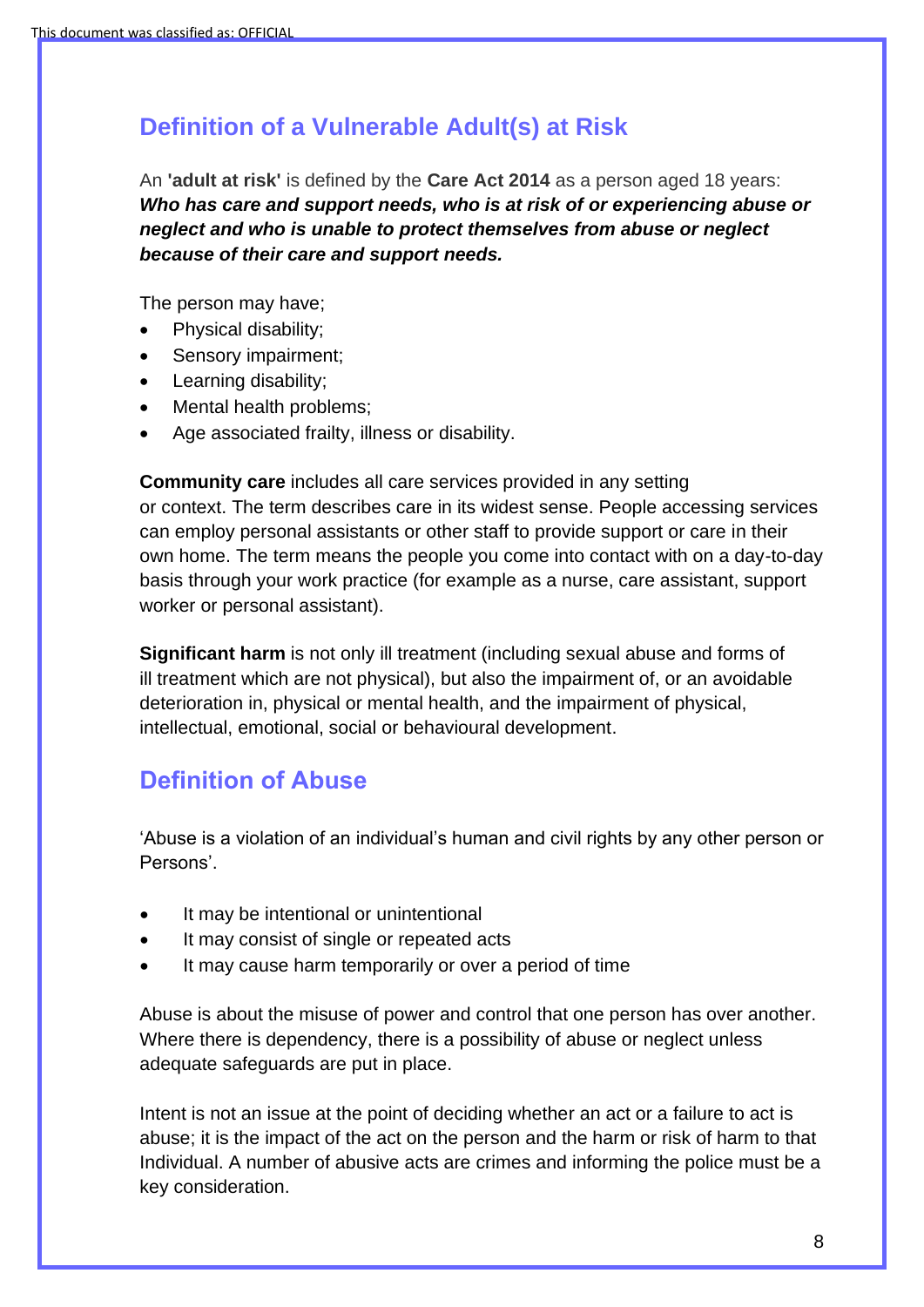## Definition of a Vulnerable Adult(s) at Risk

An **'adult at risk'** is defined by the **Care Act 2014** as a person aged 18 years: ***Who has care and support needs, who is at risk of or experiencing abuse or neglect and who is unable to protect themselves from abuse or neglect because of their care and support needs.***

The person may have;

- Physical disability;
- Sensory impairment;
- Learning disability;
- Mental health problems;
- Age associated frailty, illness or disability.

**Community care** includes all care services provided in any setting or context. The term describes care in its widest sense. People accessing services can employ personal assistants or other staff to provide support or care in their own home. The term means the people you come into contact with on a day-to-day basis through your work practice (for example as a nurse, care assistant, support worker or personal assistant).

**Significant harm** is not only ill treatment (including sexual abuse and forms of ill treatment which are not physical), but also the impairment of, or an avoidable deterioration in, physical or mental health, and the impairment of physical, intellectual, emotional, social or behavioural development.

## Definition of Abuse

'Abuse is a violation of an individual's human and civil rights by any other person or Persons'.

- It may be intentional or unintentional
- It may consist of single or repeated acts
- It may cause harm temporarily or over a period of time

Abuse is about the misuse of power and control that one person has over another. Where there is dependency, there is a possibility of abuse or neglect unless adequate safeguards are put in place.

Intent is not an issue at the point of deciding whether an act or a failure to act is abuse; it is the impact of the act on the person and the harm or risk of harm to that Individual. A number of abusive acts are crimes and informing the police must be a key consideration.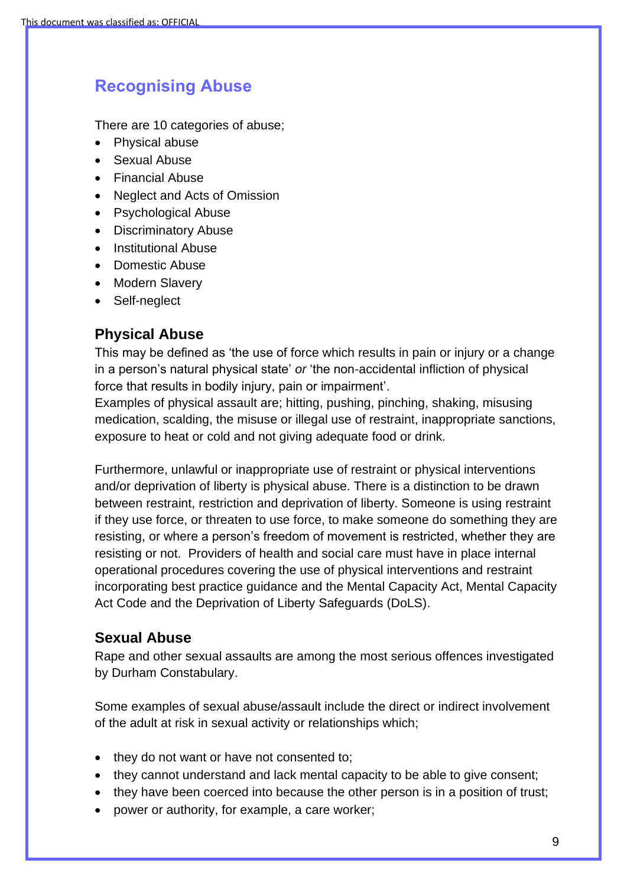## Recognising Abuse

There are 10 categories of abuse;

- Physical abuse
- Sexual Abuse
- Financial Abuse
- Neglect and Acts of Omission
- Psychological Abuse
- Discriminatory Abuse
- Institutional Abuse
- Domestic Abuse
- Modern Slavery
- Self-neglect

### Physical Abuse

This may be defined as 'the use of force which results in pain or injury or a change in a person's natural physical state' *or* 'the non-accidental infliction of physical force that results in bodily injury, pain or impairment'.
Examples of physical assault are; hitting, pushing, pinching, shaking, misusing medication, scalding, the misuse or illegal use of restraint, inappropriate sanctions, exposure to heat or cold and not giving adequate food or drink.

Furthermore, unlawful or inappropriate use of restraint or physical interventions and/or deprivation of liberty is physical abuse. There is a distinction to be drawn between restraint, restriction and deprivation of liberty. Someone is using restraint if they use force, or threaten to use force, to make someone do something they are resisting, or where a person's freedom of movement is restricted, whether they are resisting or not. Providers of health and social care must have in place internal operational procedures covering the use of physical interventions and restraint incorporating best practice guidance and the Mental Capacity Act, Mental Capacity Act Code and the Deprivation of Liberty Safeguards (DoLS).

### Sexual Abuse

Rape and other sexual assaults are among the most serious offences investigated by Durham Constabulary.

Some examples of sexual abuse/assault include the direct or indirect involvement of the adult at risk in sexual activity or relationships which;

- they do not want or have not consented to;
- they cannot understand and lack mental capacity to be able to give consent;
- they have been coerced into because the other person is in a position of trust;
- power or authority, for example, a care worker;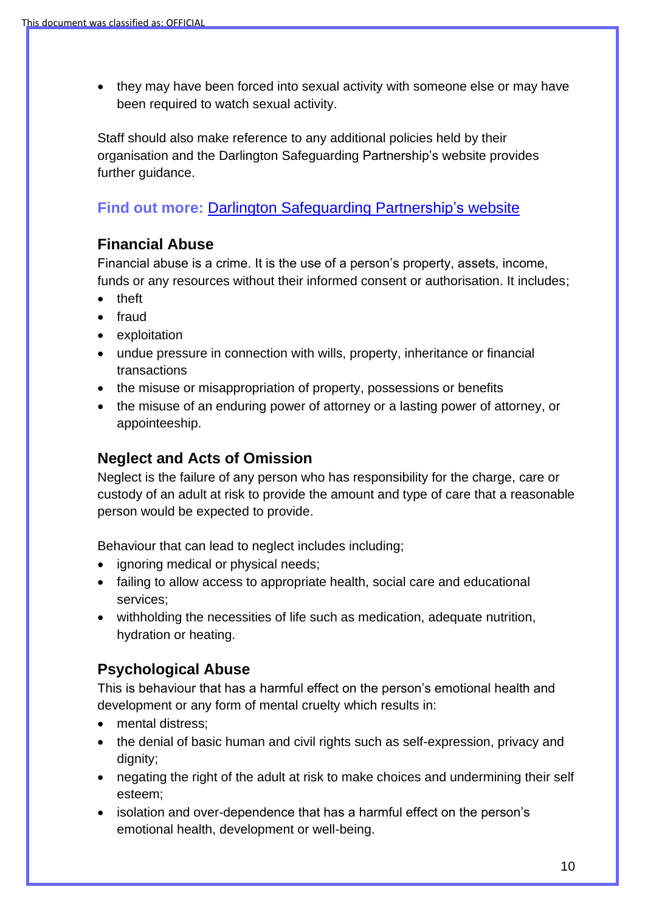- they may have been forced into sexual activity with someone else or may have been required to watch sexual activity.

Staff should also make reference to any additional policies held by their organisation and the Darlington Safeguarding Partnership's website provides further guidance.

**Find out more:** [Darlington Safeguarding Partnership's website]

### Financial Abuse

Financial abuse is a crime. It is the use of a person's property, assets, income, funds or any resources without their informed consent or authorisation. It includes;

- theft
- fraud
- exploitation
- undue pressure in connection with wills, property, inheritance or financial transactions
- the misuse or misappropriation of property, possessions or benefits
- the misuse of an enduring power of attorney or a lasting power of attorney, or appointeeship.

### Neglect and Acts of Omission

Neglect is the failure of any person who has responsibility for the charge, care or custody of an adult at risk to provide the amount and type of care that a reasonable person would be expected to provide.

Behaviour that can lead to neglect includes including;

- ignoring medical or physical needs;
- failing to allow access to appropriate health, social care and educational services;
- withholding the necessities of life such as medication, adequate nutrition, hydration or heating.

### Psychological Abuse

This is behaviour that has a harmful effect on the person's emotional health and development or any form of mental cruelty which results in:

- mental distress;
- the denial of basic human and civil rights such as self-expression, privacy and dignity;
- negating the right of the adult at risk to make choices and undermining their self esteem;
- isolation and over-dependence that has a harmful effect on the person's emotional health, development or well-being.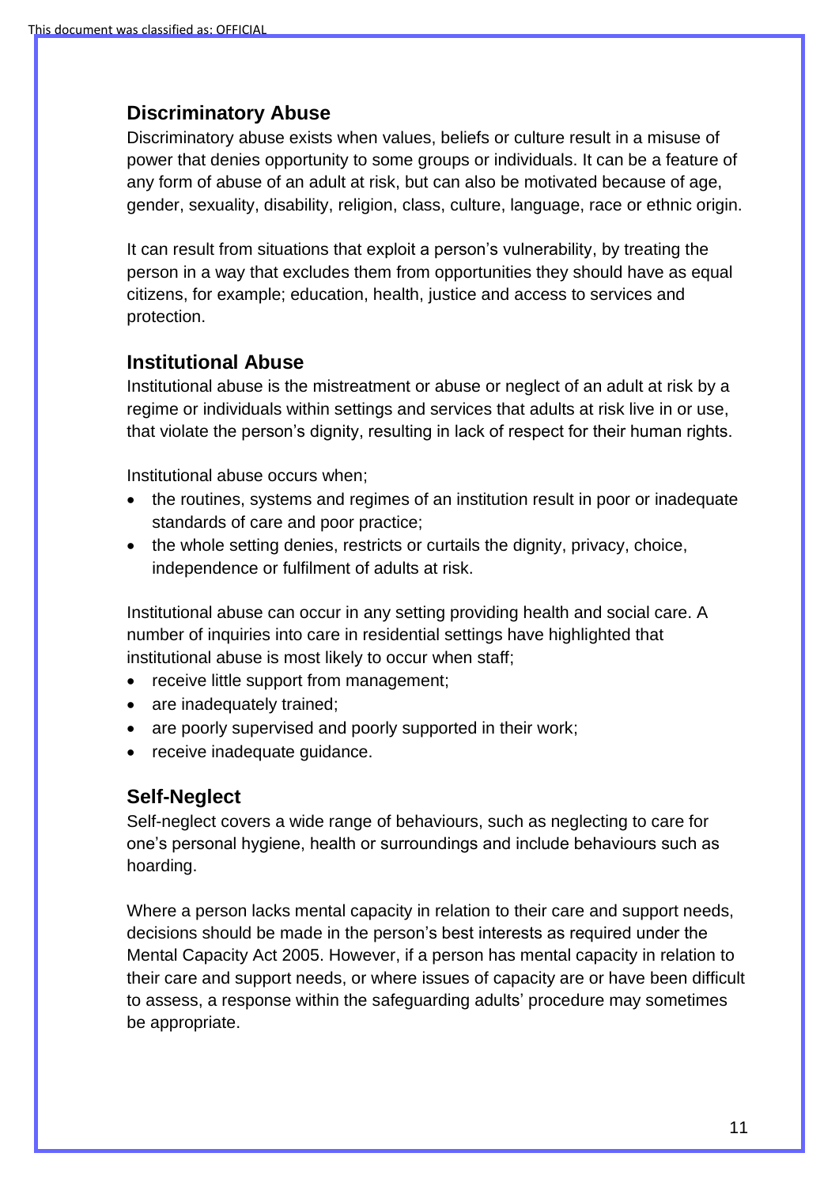## Discriminatory Abuse

Discriminatory abuse exists when values, beliefs or culture result in a misuse of power that denies opportunity to some groups or individuals. It can be a feature of any form of abuse of an adult at risk, but can also be motivated because of age, gender, sexuality, disability, religion, class, culture, language, race or ethnic origin.

It can result from situations that exploit a person's vulnerability, by treating the person in a way that excludes them from opportunities they should have as equal citizens, for example; education, health, justice and access to services and protection.

## Institutional Abuse

Institutional abuse is the mistreatment or abuse or neglect of an adult at risk by a regime or individuals within settings and services that adults at risk live in or use, that violate the person's dignity, resulting in lack of respect for their human rights.

Institutional abuse occurs when;

- the routines, systems and regimes of an institution result in poor or inadequate standards of care and poor practice;
- the whole setting denies, restricts or curtails the dignity, privacy, choice, independence or fulfilment of adults at risk.

Institutional abuse can occur in any setting providing health and social care. A number of inquiries into care in residential settings have highlighted that institutional abuse is most likely to occur when staff;

- receive little support from management;
- are inadequately trained;
- are poorly supervised and poorly supported in their work;
- receive inadequate guidance.

## Self-Neglect

Self-neglect covers a wide range of behaviours, such as neglecting to care for one's personal hygiene, health or surroundings and include behaviours such as hoarding.

Where a person lacks mental capacity in relation to their care and support needs, decisions should be made in the person's best interests as required under the Mental Capacity Act 2005. However, if a person has mental capacity in relation to their care and support needs, or where issues of capacity are or have been difficult to assess, a response within the safeguarding adults' procedure may sometimes be appropriate.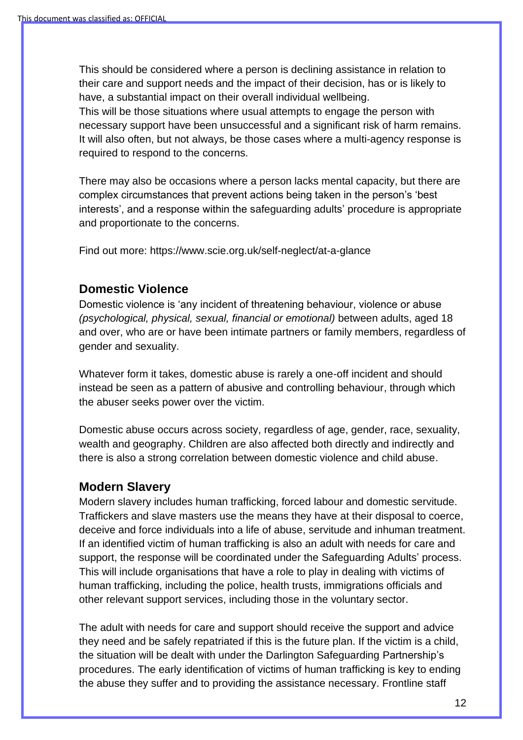This should be considered where a person is declining assistance in relation to their care and support needs and the impact of their decision, has or is likely to have, a substantial impact on their overall individual wellbeing.
This will be those situations where usual attempts to engage the person with necessary support have been unsuccessful and a significant risk of harm remains. It will also often, but not always, be those cases where a multi-agency response is required to respond to the concerns.

There may also be occasions where a person lacks mental capacity, but there are complex circumstances that prevent actions being taken in the person's 'best interests', and a response within the safeguarding adults' procedure is appropriate and proportionate to the concerns.

Find out more: https://www.scie.org.uk/self-neglect/at-a-glance

## Domestic Violence

Domestic violence is 'any incident of threatening behaviour, violence or abuse *(psychological, physical, sexual, financial or emotional)* between adults, aged 18 and over, who are or have been intimate partners or family members, regardless of gender and sexuality.

Whatever form it takes, domestic abuse is rarely a one-off incident and should instead be seen as a pattern of abusive and controlling behaviour, through which the abuser seeks power over the victim.

Domestic abuse occurs across society, regardless of age, gender, race, sexuality, wealth and geography. Children are also affected both directly and indirectly and there is also a strong correlation between domestic violence and child abuse.

## Modern Slavery

Modern slavery includes human trafficking, forced labour and domestic servitude. Traffickers and slave masters use the means they have at their disposal to coerce, deceive and force individuals into a life of abuse, servitude and inhuman treatment. If an identified victim of human trafficking is also an adult with needs for care and support, the response will be coordinated under the Safeguarding Adults' process. This will include organisations that have a role to play in dealing with victims of human trafficking, including the police, health trusts, immigrations officials and other relevant support services, including those in the voluntary sector.

The adult with needs for care and support should receive the support and advice they need and be safely repatriated if this is the future plan. If the victim is a child, the situation will be dealt with under the Darlington Safeguarding Partnership's procedures. The early identification of victims of human trafficking is key to ending the abuse they suffer and to providing the assistance necessary. Frontline staff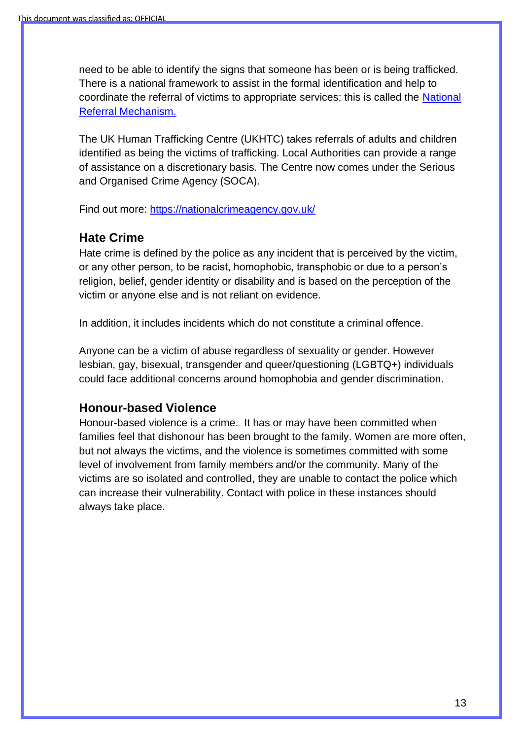need to be able to identify the signs that someone has been or is being trafficked. There is a national framework to assist in the formal identification and help to coordinate the referral of victims to appropriate services; this is called the [National Referral Mechanism.]()

The UK Human Trafficking Centre (UKHTC) takes referrals of adults and children identified as being the victims of trafficking. Local Authorities can provide a range of assistance on a discretionary basis. The Centre now comes under the Serious and Organised Crime Agency (SOCA).

Find out more: [https://nationalcrimeagency.gov.uk/](https://nationalcrimeagency.gov.uk/)

### Hate Crime

Hate crime is defined by the police as any incident that is perceived by the victim, or any other person, to be racist, homophobic, transphobic or due to a person's religion, belief, gender identity or disability and is based on the perception of the victim or anyone else and is not reliant on evidence.

In addition, it includes incidents which do not constitute a criminal offence.

Anyone can be a victim of abuse regardless of sexuality or gender. However lesbian, gay, bisexual, transgender and queer/questioning (LGBTQ+) individuals could face additional concerns around homophobia and gender discrimination.

### Honour-based Violence

Honour-based violence is a crime. It has or may have been committed when families feel that dishonour has been brought to the family. Women are more often, but not always the victims, and the violence is sometimes committed with some level of involvement from family members and/or the community. Many of the victims are so isolated and controlled, they are unable to contact the police which can increase their vulnerability. Contact with police in these instances should always take place.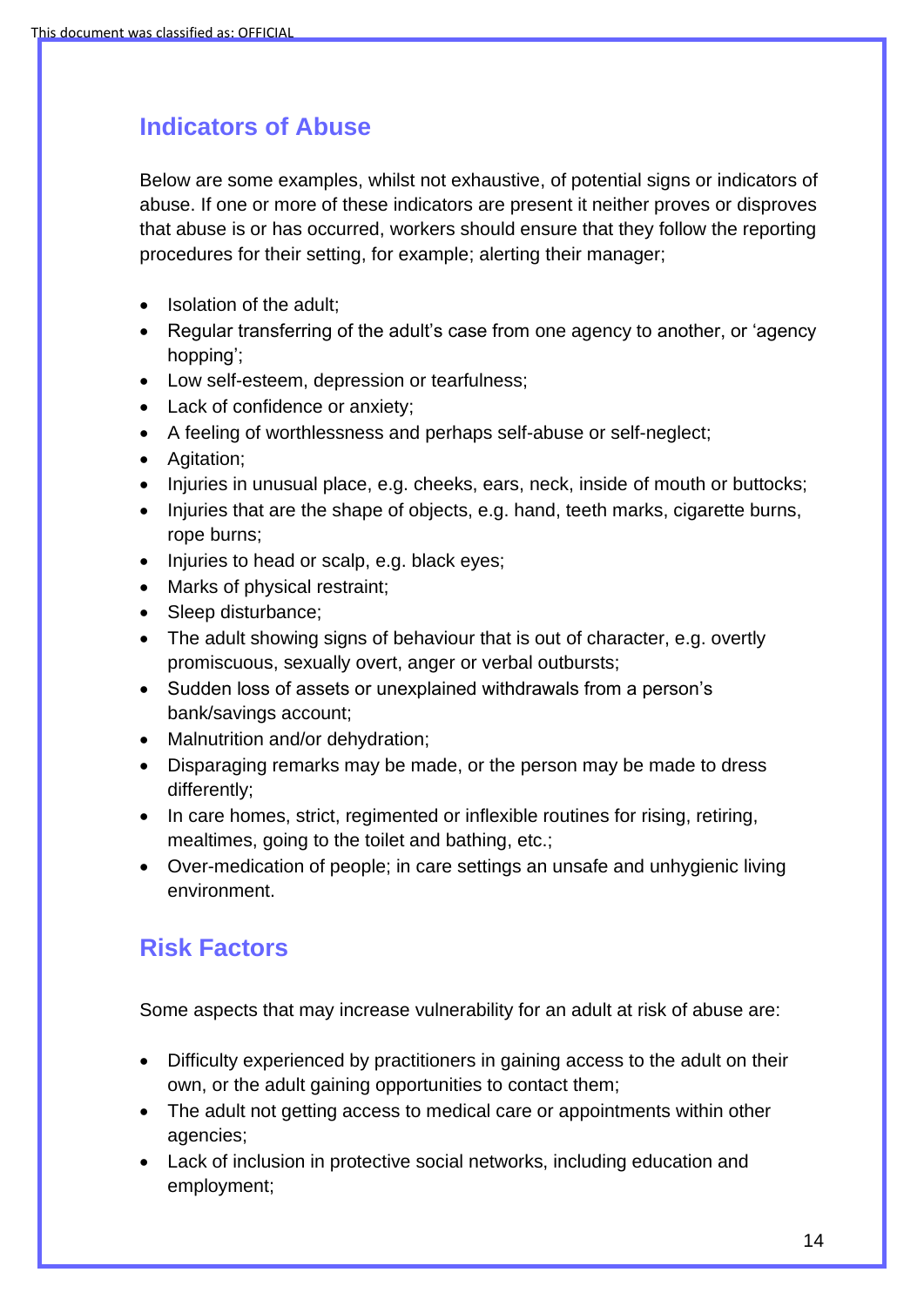## Indicators of Abuse

Below are some examples, whilst not exhaustive, of potential signs or indicators of abuse. If one or more of these indicators are present it neither proves or disproves that abuse is or has occurred, workers should ensure that they follow the reporting procedures for their setting, for example; alerting their manager;

- Isolation of the adult;
- Regular transferring of the adult's case from one agency to another, or 'agency hopping';
- Low self-esteem, depression or tearfulness;
- Lack of confidence or anxiety;
- A feeling of worthlessness and perhaps self-abuse or self-neglect;
- Agitation;
- Injuries in unusual place, e.g. cheeks, ears, neck, inside of mouth or buttocks;
- Injuries that are the shape of objects, e.g. hand, teeth marks, cigarette burns, rope burns;
- Injuries to head or scalp, e.g. black eyes;
- Marks of physical restraint;
- Sleep disturbance;
- The adult showing signs of behaviour that is out of character, e.g. overtly promiscuous, sexually overt, anger or verbal outbursts;
- Sudden loss of assets or unexplained withdrawals from a person's bank/savings account;
- Malnutrition and/or dehydration;
- Disparaging remarks may be made, or the person may be made to dress differently;
- In care homes, strict, regimented or inflexible routines for rising, retiring, mealtimes, going to the toilet and bathing, etc.;
- Over-medication of people; in care settings an unsafe and unhygienic living environment.

## Risk Factors

Some aspects that may increase vulnerability for an adult at risk of abuse are:

- Difficulty experienced by practitioners in gaining access to the adult on their own, or the adult gaining opportunities to contact them;
- The adult not getting access to medical care or appointments within other agencies;
- Lack of inclusion in protective social networks, including education and employment;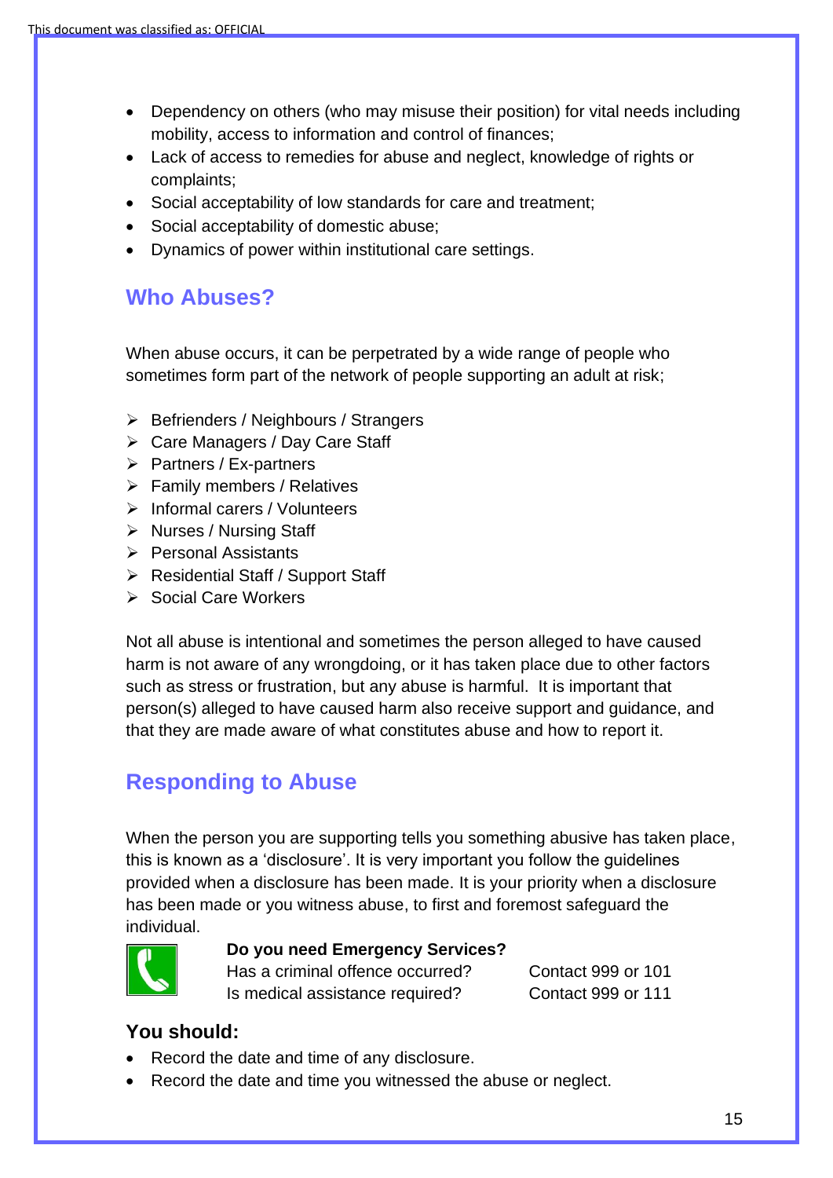- Dependency on others (who may misuse their position) for vital needs including mobility, access to information and control of finances;
- Lack of access to remedies for abuse and neglect, knowledge of rights or complaints;
- Social acceptability of low standards for care and treatment;
- Social acceptability of domestic abuse;
- Dynamics of power within institutional care settings.

## Who Abuses?

When abuse occurs, it can be perpetrated by a wide range of people who sometimes form part of the network of people supporting an adult at risk;

- Befrienders / Neighbours / Strangers
- Care Managers / Day Care Staff
- Partners / Ex-partners
- Family members / Relatives
- Informal carers / Volunteers
- Nurses / Nursing Staff
- Personal Assistants
- Residential Staff / Support Staff
- Social Care Workers

Not all abuse is intentional and sometimes the person alleged to have caused harm is not aware of any wrongdoing, or it has taken place due to other factors such as stress or frustration, but any abuse is harmful. It is important that person(s) alleged to have caused harm also receive support and guidance, and that they are made aware of what constitutes abuse and how to report it.

## Responding to Abuse

When the person you are supporting tells you something abusive has taken place, this is known as a 'disclosure'. It is very important you follow the guidelines provided when a disclosure has been made. It is your priority when a disclosure has been made or you witness abuse, to first and foremost safeguard the individual.

**Do you need Emergency Services?**

| | |
|---|---|
| Has a criminal offence occurred? | Contact 999 or 101 |
| Is medical assistance required? | Contact 999 or 111 |

### You should:

- Record the date and time of any disclosure.
- Record the date and time you witnessed the abuse or neglect.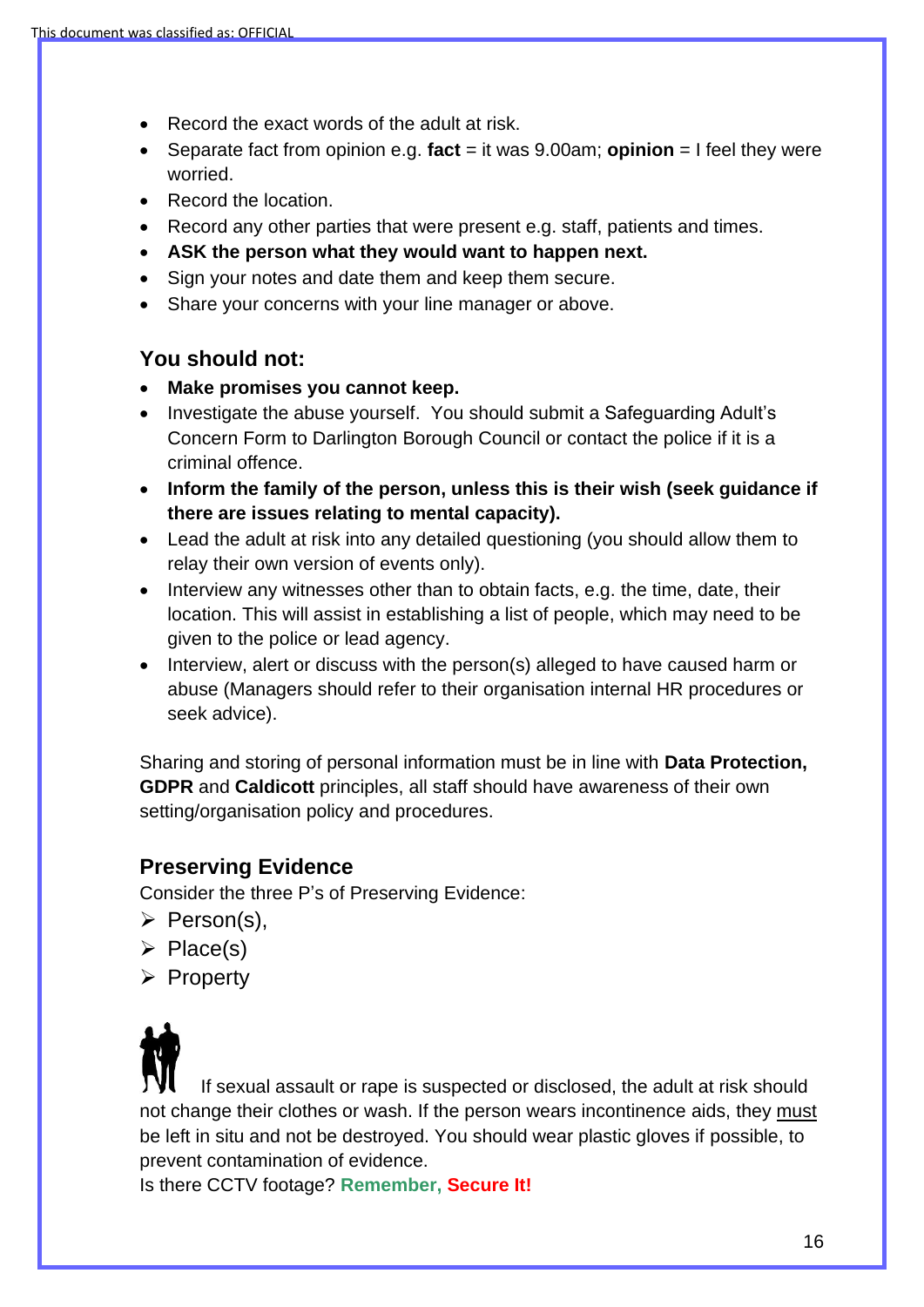- Record the exact words of the adult at risk.
- Separate fact from opinion e.g. **fact** = it was 9.00am; **opinion** = I feel they were worried.
- Record the location.
- Record any other parties that were present e.g. staff, patients and times.
- **ASK the person what they would want to happen next.**
- Sign your notes and date them and keep them secure.
- Share your concerns with your line manager or above.

### You should not:

- **Make promises you cannot keep.**
- Investigate the abuse yourself. You should submit a Safeguarding Adult's Concern Form to Darlington Borough Council or contact the police if it is a criminal offence.
- **Inform the family of the person, unless this is their wish (seek guidance if there are issues relating to mental capacity).**
- Lead the adult at risk into any detailed questioning (you should allow them to relay their own version of events only).
- Interview any witnesses other than to obtain facts, e.g. the time, date, their location. This will assist in establishing a list of people, which may need to be given to the police or lead agency.
- Interview, alert or discuss with the person(s) alleged to have caused harm or abuse (Managers should refer to their organisation internal HR procedures or seek advice).

Sharing and storing of personal information must be in line with **Data Protection, GDPR** and **Caldicott** principles, all staff should have awareness of their own setting/organisation policy and procedures.

### Preserving Evidence

Consider the three P's of Preserving Evidence:

- Person(s),
- Place(s)
- Property

If sexual assault or rape is suspected or disclosed, the adult at risk should not change their clothes or wash. If the person wears incontinence aids, they must be left in situ and not be destroyed. You should wear plastic gloves if possible, to prevent contamination of evidence.

Is there CCTV footage? **Remember, Secure It!**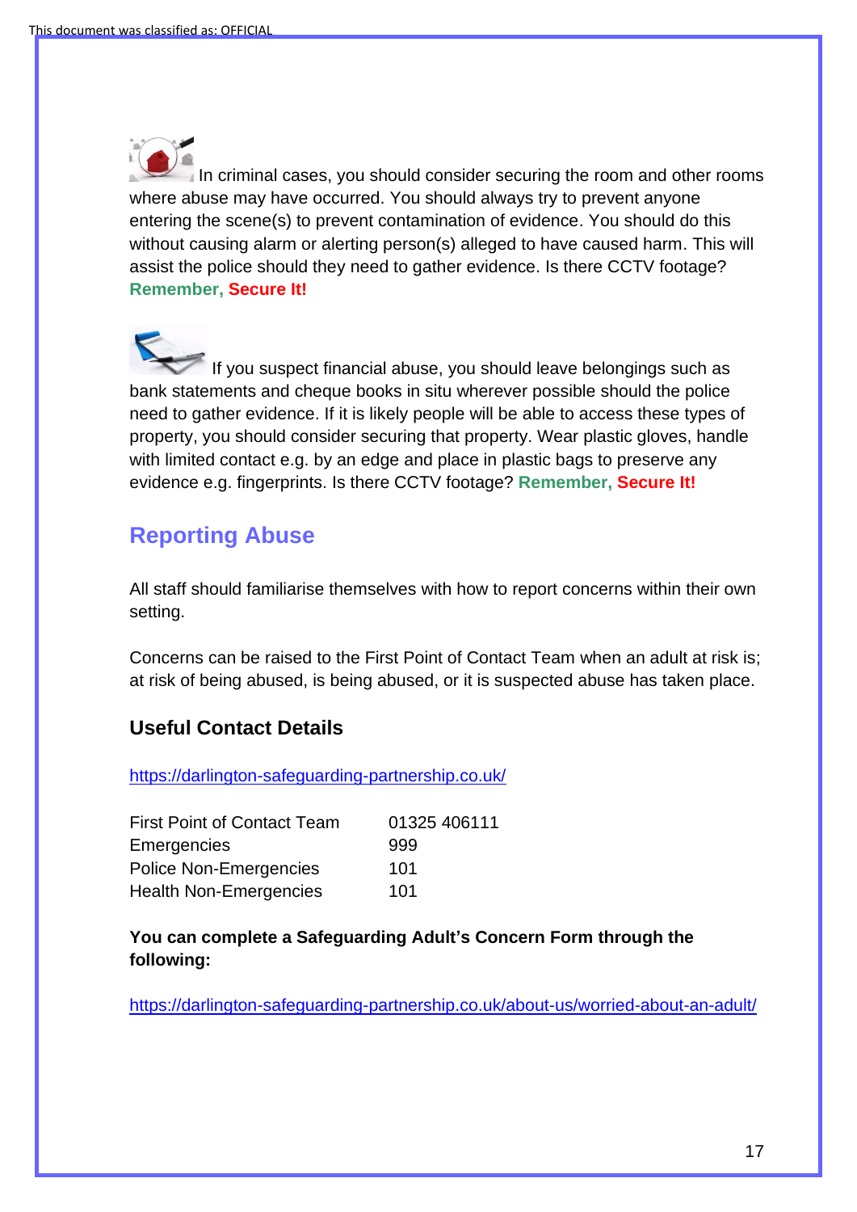In criminal cases, you should consider securing the room and other rooms where abuse may have occurred. You should always try to prevent anyone entering the scene(s) to prevent contamination of evidence. You should do this without causing alarm or alerting person(s) alleged to have caused harm. This will assist the police should they need to gather evidence. Is there CCTV footage? **Remember, Secure It!**

If you suspect financial abuse, you should leave belongings such as bank statements and cheque books in situ wherever possible should the police need to gather evidence. If it is likely people will be able to access these types of property, you should consider securing that property. Wear plastic gloves, handle with limited contact e.g. by an edge and place in plastic bags to preserve any evidence e.g. fingerprints. Is there CCTV footage? **Remember, Secure It!**

## Reporting Abuse

All staff should familiarise themselves with how to report concerns within their own setting.

Concerns can be raised to the First Point of Contact Team when an adult at risk is; at risk of being abused, is being abused, or it is suspected abuse has taken place.

### Useful Contact Details

https://darlington-safeguarding-partnership.co.uk/

| | |
|---|---|
| First Point of Contact Team | 01325 406111 |
| Emergencies | 999 |
| Police Non-Emergencies | 101 |
| Health Non-Emergencies | 101 |

**You can complete a Safeguarding Adult's Concern Form through the following:**

https://darlington-safeguarding-partnership.co.uk/about-us/worried-about-an-adult/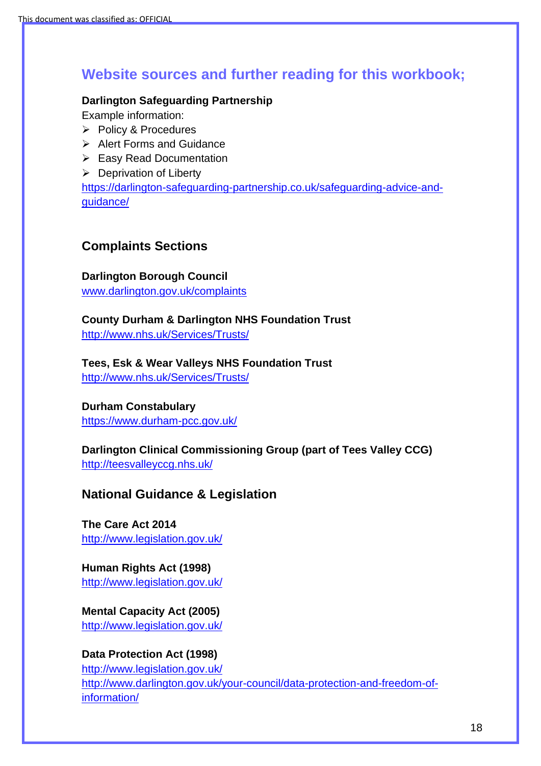## Website sources and further reading for this workbook;

**Darlington Safeguarding Partnership**

Example information:

- Policy & Procedures
- Alert Forms and Guidance
- Easy Read Documentation
- Deprivation of Liberty

https://darlington-safeguarding-partnership.co.uk/safeguarding-advice-and-guidance/

### Complaints Sections

**Darlington Borough Council**
www.darlington.gov.uk/complaints

**County Durham & Darlington NHS Foundation Trust**
http://www.nhs.uk/Services/Trusts/

**Tees, Esk & Wear Valleys NHS Foundation Trust**
http://www.nhs.uk/Services/Trusts/

**Durham Constabulary**
https://www.durham-pcc.gov.uk/

**Darlington Clinical Commissioning Group (part of Tees Valley CCG)**
http://teesvalleyccg.nhs.uk/

### National Guidance & Legislation

**The Care Act 2014**
http://www.legislation.gov.uk/

**Human Rights Act (1998)**
http://www.legislation.gov.uk/

**Mental Capacity Act (2005)**
http://www.legislation.gov.uk/

**Data Protection Act (1998)**
http://www.legislation.gov.uk/
http://www.darlington.gov.uk/your-council/data-protection-and-freedom-of-information/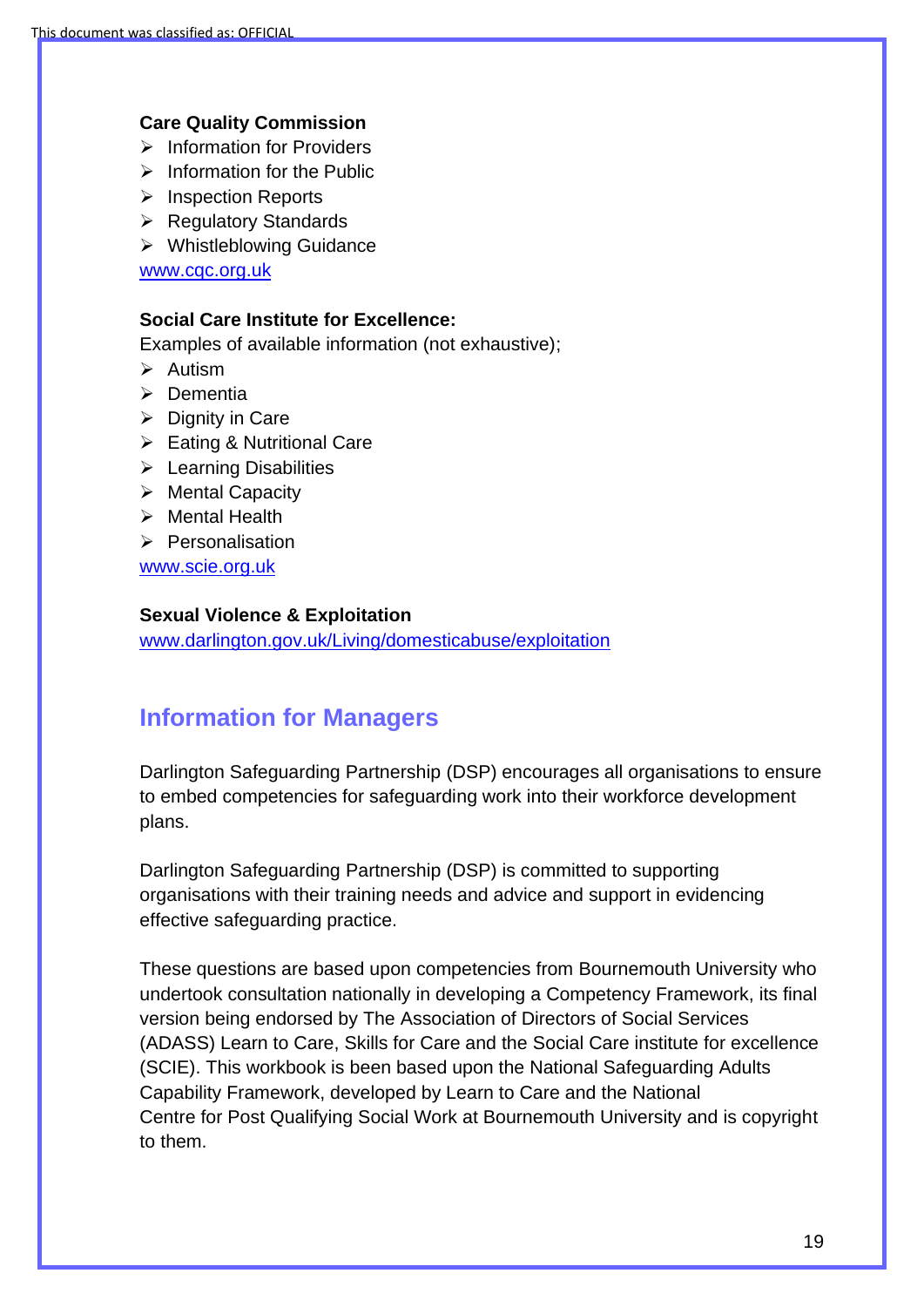**Care Quality Commission**

- Information for Providers
- Information for the Public
- Inspection Reports
- Regulatory Standards
- Whistleblowing Guidance

www.cqc.org.uk

**Social Care Institute for Excellence:**

Examples of available information (not exhaustive);

- Autism
- Dementia
- Dignity in Care
- Eating & Nutritional Care
- Learning Disabilities
- Mental Capacity
- Mental Health
- Personalisation

www.scie.org.uk

**Sexual Violence & Exploitation**

www.darlington.gov.uk/Living/domesticabuse/exploitation

## Information for Managers

Darlington Safeguarding Partnership (DSP) encourages all organisations to ensure to embed competencies for safeguarding work into their workforce development plans.

Darlington Safeguarding Partnership (DSP) is committed to supporting organisations with their training needs and advice and support in evidencing effective safeguarding practice.

These questions are based upon competencies from Bournemouth University who undertook consultation nationally in developing a Competency Framework, its final version being endorsed by The Association of Directors of Social Services (ADASS) Learn to Care, Skills for Care and the Social Care institute for excellence (SCIE). This workbook is been based upon the National Safeguarding Adults Capability Framework, developed by Learn to Care and the National Centre for Post Qualifying Social Work at Bournemouth University and is copyright to them.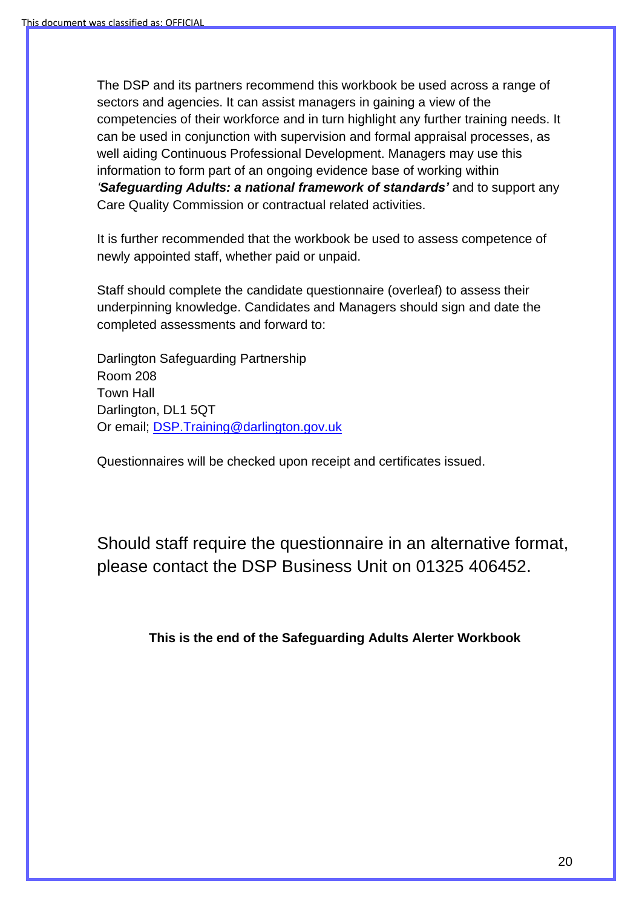The DSP and its partners recommend this workbook be used across a range of sectors and agencies. It can assist managers in gaining a view of the competencies of their workforce and in turn highlight any further training needs. It can be used in conjunction with supervision and formal appraisal processes, as well aiding Continuous Professional Development. Managers may use this information to form part of an ongoing evidence base of working within *'**Safeguarding Adults: a national framework of standards'*** and to support any Care Quality Commission or contractual related activities.

It is further recommended that the workbook be used to assess competence of newly appointed staff, whether paid or unpaid.

Staff should complete the candidate questionnaire (overleaf) to assess their underpinning knowledge. Candidates and Managers should sign and date the completed assessments and forward to:

Darlington Safeguarding Partnership
Room 208
Town Hall
Darlington, DL1 5QT
Or email; DSP.Training@darlington.gov.uk

Questionnaires will be checked upon receipt and certificates issued.

Should staff require the questionnaire in an alternative format, please contact the DSP Business Unit on 01325 406452.

**This is the end of the Safeguarding Adults Alerter Workbook**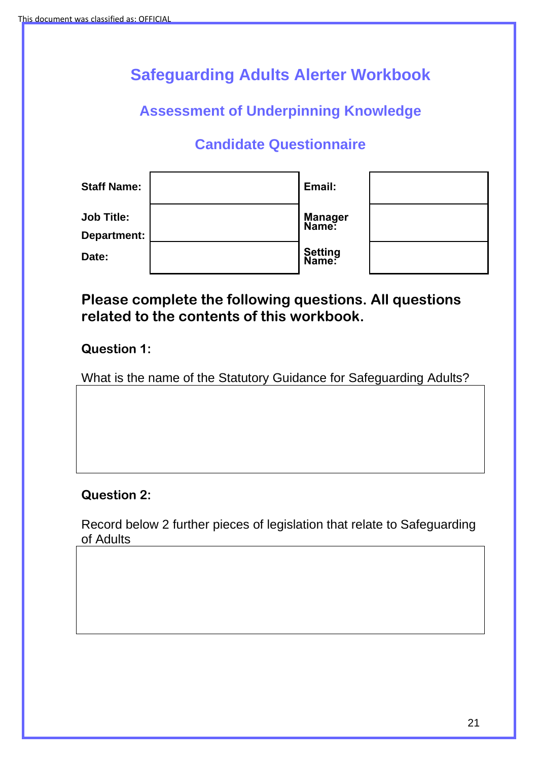# Safeguarding Adults Alerter Workbook

## Assessment of Underpinning Knowledge

## Candidate Questionnaire

| | | | |
|---|---|---|---|
| **Staff Name:** | | **Email:** | |
| **Job Title:** **Department:** | | **Manager Name:** | |
| **Date:** | | **Setting Name:** | |

**Please complete the following questions. All questions related to the contents of this workbook.**

**Question 1:**

What is the name of the Statutory Guidance for Safeguarding Adults?

**Question 2:**

Record below 2 further pieces of legislation that relate to Safeguarding of Adults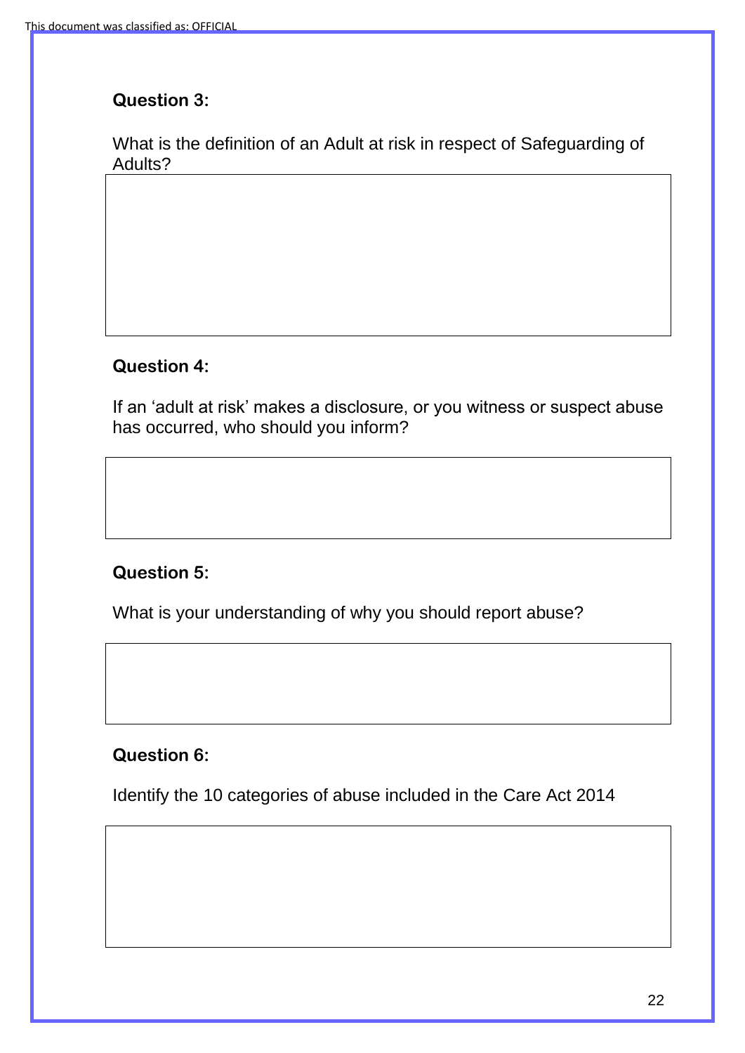**Question 3:**

What is the definition of an Adult at risk in respect of Safeguarding of Adults?

**Question 4:**

If an 'adult at risk' makes a disclosure, or you witness or suspect abuse has occurred, who should you inform?

**Question 5:**

What is your understanding of why you should report abuse?

**Question 6:**

Identify the 10 categories of abuse included in the Care Act 2014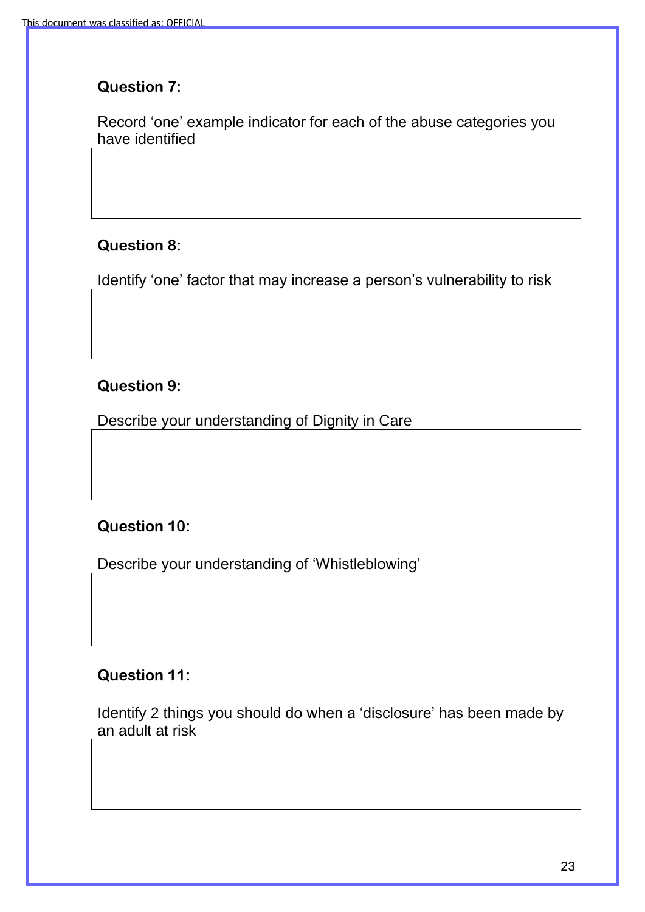**Question 7:**

Record ‘one’ example indicator for each of the abuse categories you have identified

**Question 8:**

Identify ‘one’ factor that may increase a person’s vulnerability to risk

**Question 9:**

Describe your understanding of Dignity in Care

**Question 10:**

Describe your understanding of ‘Whistleblowing’

**Question 11:**

Identify 2 things you should do when a ‘disclosure’ has been made by an adult at risk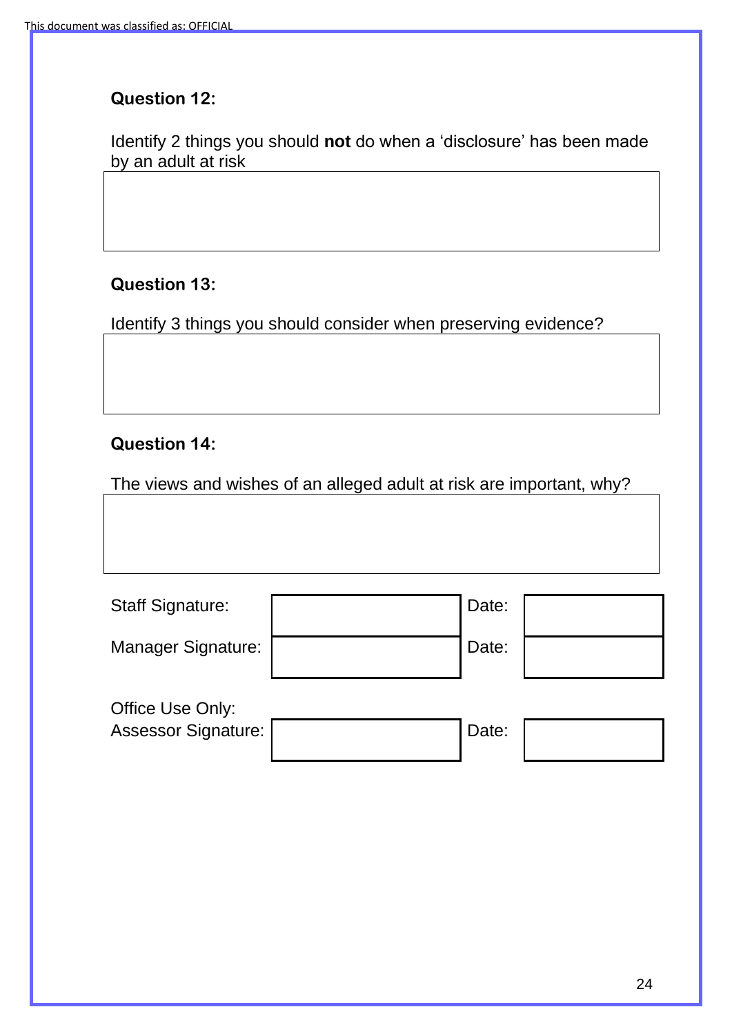This document was classified as: OFFICIAL

**Question 12:**

Identify 2 things you should **not** do when a 'disclosure' has been made by an adult at risk

**Question 13:**

Identify 3 things you should consider when preserving evidence?

**Question 14:**

The views and wishes of an alleged adult at risk are important, why?

| Staff Signature: | | Date: | |
|---|---|---|---|
| Manager Signature: | | Date: | |

Office Use Only:

| Assessor Signature: | | Date: | |
|---|---|---|---|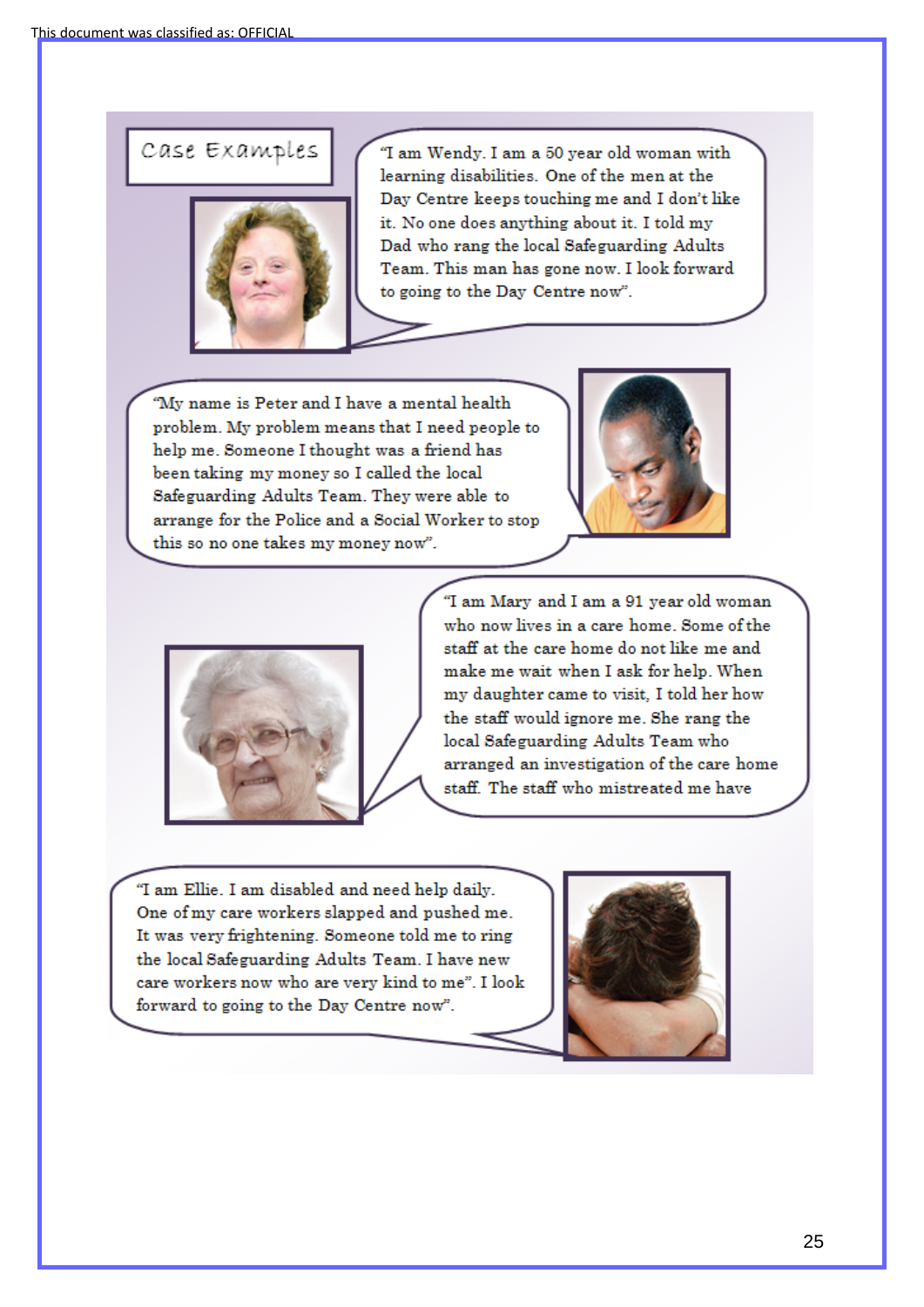## Case Examples

"I am Wendy. I am a 50 year old woman with learning disabilities. One of the men at the Day Centre keeps touching me and I don't like it. No one does anything about it. I told my Dad who rang the local Safeguarding Adults Team. This man has gone now. I look forward to going to the Day Centre now".

"My name is Peter and I have a mental health problem. My problem means that I need people to help me. Someone I thought was a friend has been taking my money so I called the local Safeguarding Adults Team. They were able to arrange for the Police and a Social Worker to stop this so no one takes my money now".

"I am Mary and I am a 91 year old woman who now lives in a care home. Some of the staff at the care home do not like me and make me wait when I ask for help. When my daughter came to visit, I told her how the staff would ignore me. She rang the local Safeguarding Adults Team who arranged an investigation of the care home staff. The staff who mistreated me have

"I am Ellie. I am disabled and need help daily. One of my care workers slapped and pushed me. It was very frightening. Someone told me to ring the local Safeguarding Adults Team. I have new care workers now who are very kind to me". I look forward to going to the Day Centre now".